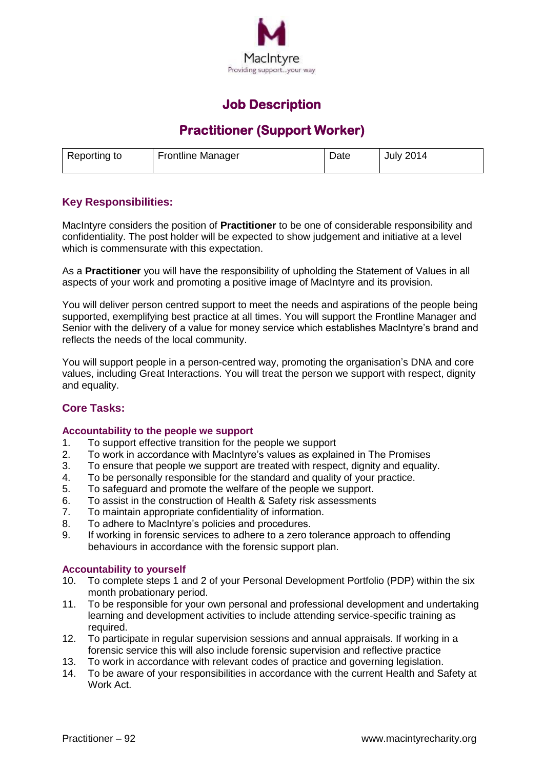MacIntyre
Providing support...your way

# Job Description

## Practitioner (Support Worker)

| Reporting to | Frontline Manager | Date | July 2014 |
|---|---|---|---|

### Key Responsibilities:

MacIntyre considers the position of **Practitioner** to be one of considerable responsibility and confidentiality. The post holder will be expected to show judgement and initiative at a level which is commensurate with this expectation.

As a **Practitioner** you will have the responsibility of upholding the Statement of Values in all aspects of your work and promoting a positive image of MacIntyre and its provision.

You will deliver person centred support to meet the needs and aspirations of the people being supported, exemplifying best practice at all times. You will support the Frontline Manager and Senior with the delivery of a value for money service which establishes MacIntyre's brand and reflects the needs of the local community.

You will support people in a person-centred way, promoting the organisation's DNA and core values, including Great Interactions. You will treat the person we support with respect, dignity and equality.

### Core Tasks:

#### Accountability to the people we support

1. To support effective transition for the people we support
2. To work in accordance with MacIntyre's values as explained in The Promises
3. To ensure that people we support are treated with respect, dignity and equality.
4. To be personally responsible for the standard and quality of your practice.
5. To safeguard and promote the welfare of the people we support.
6. To assist in the construction of Health & Safety risk assessments
7. To maintain appropriate confidentiality of information.
8. To adhere to MacIntyre's policies and procedures.
9. If working in forensic services to adhere to a zero tolerance approach to offending behaviours in accordance with the forensic support plan.

#### Accountability to yourself

10. To complete steps 1 and 2 of your Personal Development Portfolio (PDP) within the six month probationary period.
11. To be responsible for your own personal and professional development and undertaking learning and development activities to include attending service-specific training as required.
12. To participate in regular supervision sessions and annual appraisals. If working in a forensic service this will also include forensic supervision and reflective practice
13. To work in accordance with relevant codes of practice and governing legislation.
14. To be aware of your responsibilities in accordance with the current Health and Safety at Work Act.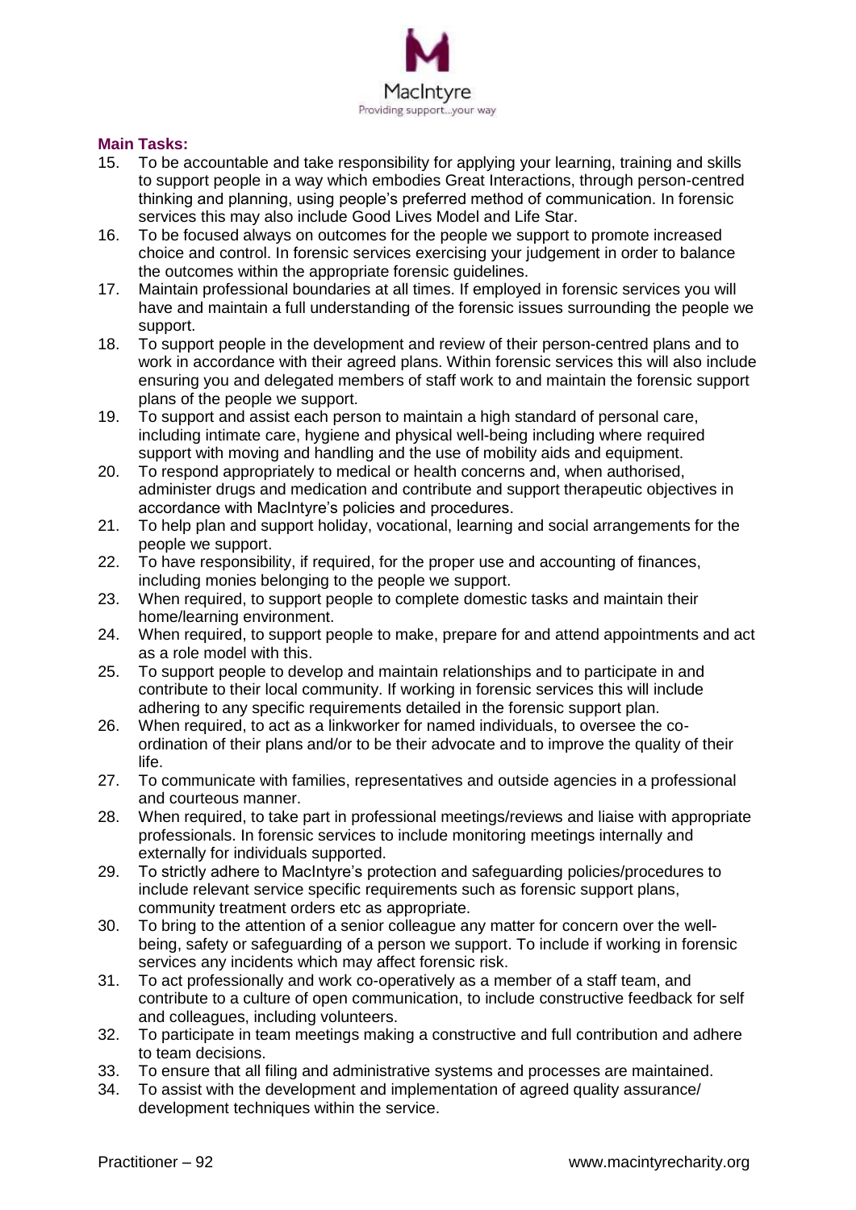**Main Tasks:**

15. To be accountable and take responsibility for applying your learning, training and skills to support people in a way which embodies Great Interactions, through person-centred thinking and planning, using people's preferred method of communication. In forensic services this may also include Good Lives Model and Life Star.
16. To be focused always on outcomes for the people we support to promote increased choice and control. In forensic services exercising your judgement in order to balance the outcomes within the appropriate forensic guidelines.
17. Maintain professional boundaries at all times. If employed in forensic services you will have and maintain a full understanding of the forensic issues surrounding the people we support.
18. To support people in the development and review of their person-centred plans and to work in accordance with their agreed plans. Within forensic services this will also include ensuring you and delegated members of staff work to and maintain the forensic support plans of the people we support.
19. To support and assist each person to maintain a high standard of personal care, including intimate care, hygiene and physical well-being including where required support with moving and handling and the use of mobility aids and equipment.
20. To respond appropriately to medical or health concerns and, when authorised, administer drugs and medication and contribute and support therapeutic objectives in accordance with MacIntyre's policies and procedures.
21. To help plan and support holiday, vocational, learning and social arrangements for the people we support.
22. To have responsibility, if required, for the proper use and accounting of finances, including monies belonging to the people we support.
23. When required, to support people to complete domestic tasks and maintain their home/learning environment.
24. When required, to support people to make, prepare for and attend appointments and act as a role model with this.
25. To support people to develop and maintain relationships and to participate in and contribute to their local community. If working in forensic services this will include adhering to any specific requirements detailed in the forensic support plan.
26. When required, to act as a linkworker for named individuals, to oversee the co-ordination of their plans and/or to be their advocate and to improve the quality of their life.
27. To communicate with families, representatives and outside agencies in a professional and courteous manner.
28. When required, to take part in professional meetings/reviews and liaise with appropriate professionals. In forensic services to include monitoring meetings internally and externally for individuals supported.
29. To strictly adhere to MacIntyre's protection and safeguarding policies/procedures to include relevant service specific requirements such as forensic support plans, community treatment orders etc as appropriate.
30. To bring to the attention of a senior colleague any matter for concern over the well-being, safety or safeguarding of a person we support. To include if working in forensic services any incidents which may affect forensic risk.
31. To act professionally and work co-operatively as a member of a staff team, and contribute to a culture of open communication, to include constructive feedback for self and colleagues, including volunteers.
32. To participate in team meetings making a constructive and full contribution and adhere to team decisions.
33. To ensure that all filing and administrative systems and processes are maintained.
34. To assist with the development and implementation of agreed quality assurance/ development techniques within the service.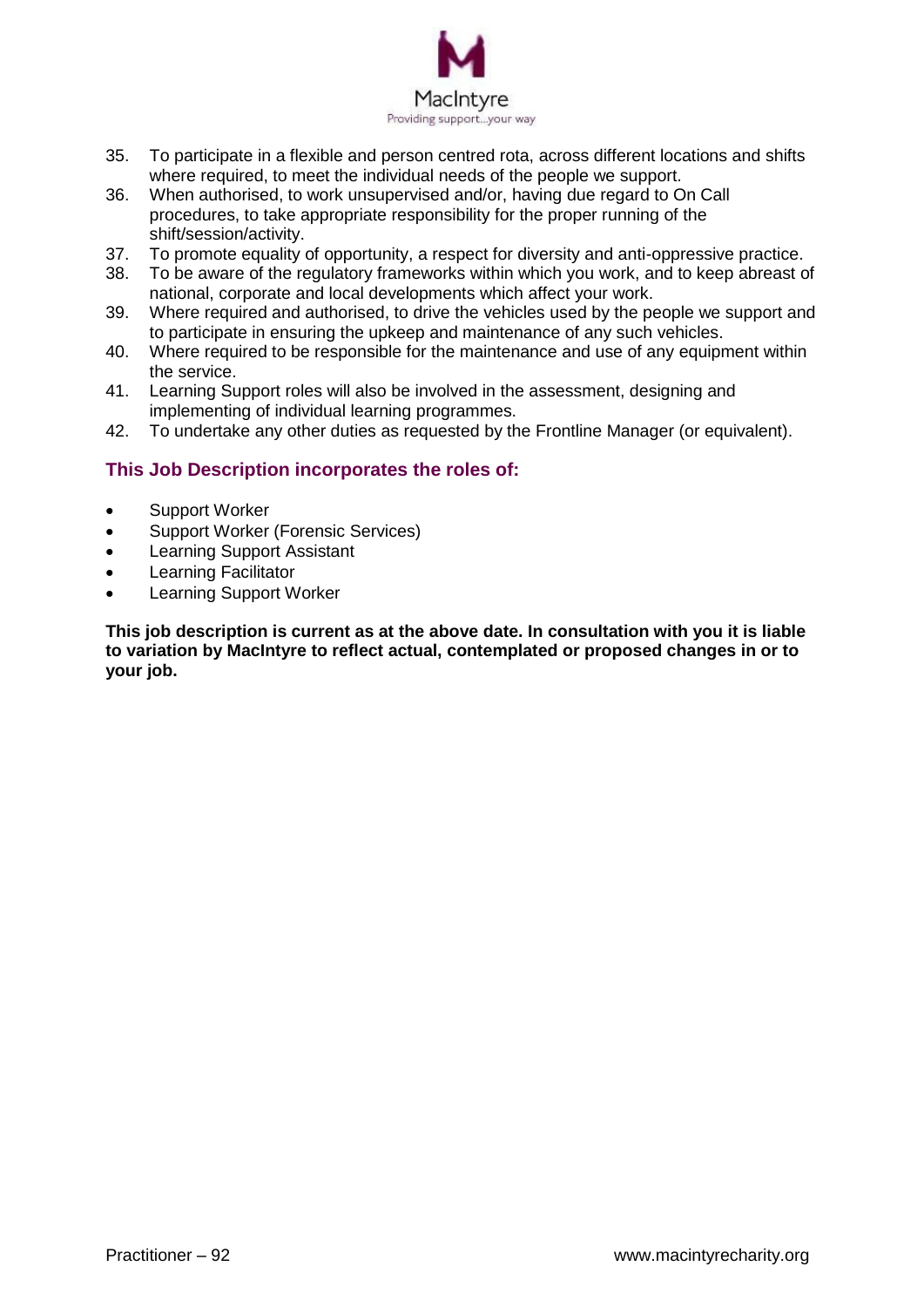35. To participate in a flexible and person centred rota, across different locations and shifts where required, to meet the individual needs of the people we support.
36. When authorised, to work unsupervised and/or, having due regard to On Call procedures, to take appropriate responsibility for the proper running of the shift/session/activity.
37. To promote equality of opportunity, a respect for diversity and anti-oppressive practice.
38. To be aware of the regulatory frameworks within which you work, and to keep abreast of national, corporate and local developments which affect your work.
39. Where required and authorised, to drive the vehicles used by the people we support and to participate in ensuring the upkeep and maintenance of any such vehicles.
40. Where required to be responsible for the maintenance and use of any equipment within the service.
41. Learning Support roles will also be involved in the assessment, designing and implementing of individual learning programmes.
42. To undertake any other duties as requested by the Frontline Manager (or equivalent).

## This Job Description incorporates the roles of:

- Support Worker
- Support Worker (Forensic Services)
- Learning Support Assistant
- Learning Facilitator
- Learning Support Worker

**This job description is current as at the above date. In consultation with you it is liable to variation by MacIntyre to reflect actual, contemplated or proposed changes in or to your job.**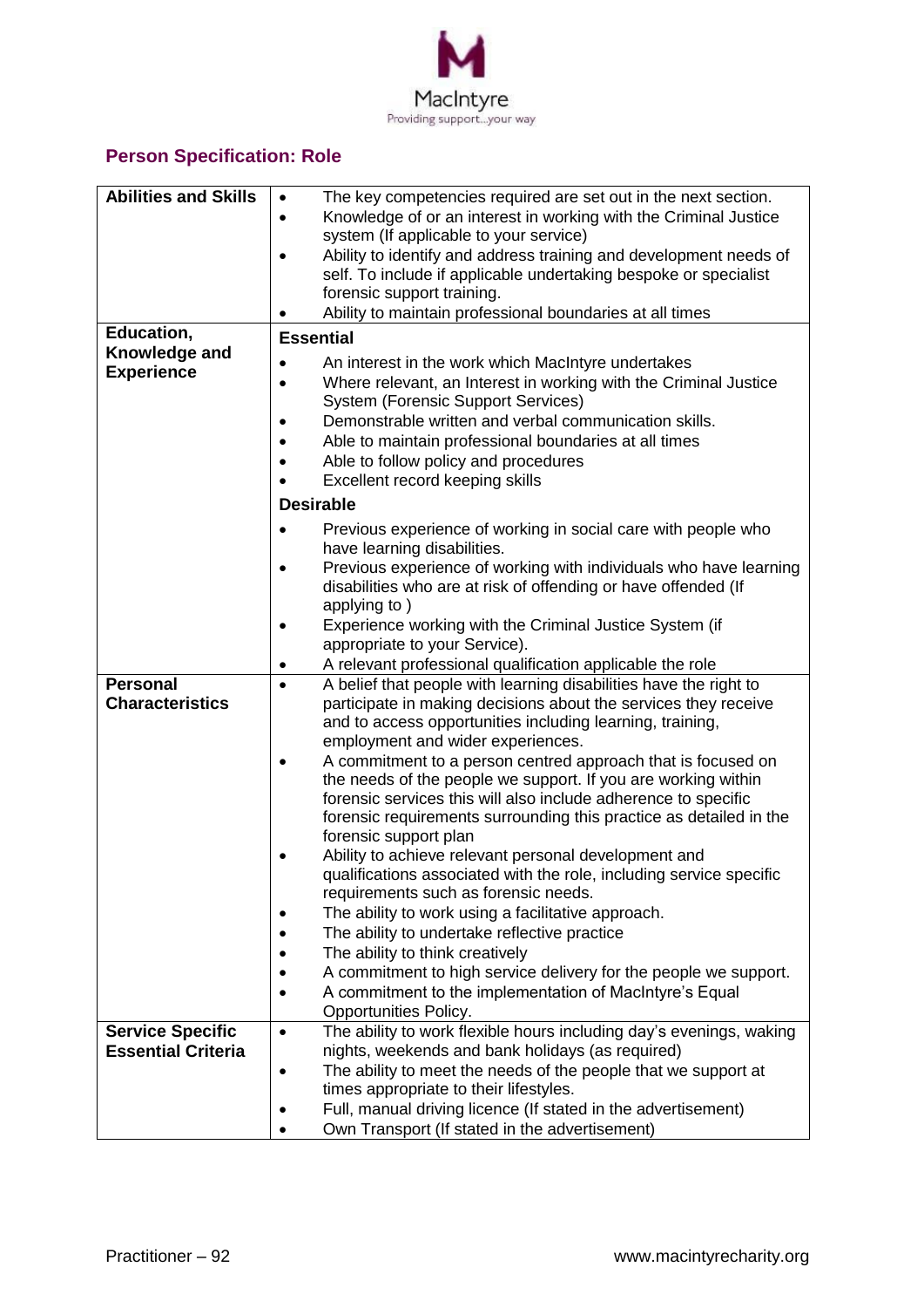## Person Specification: Role

| | |
|---|---|
| **Abilities and Skills** | • The key competencies required are set out in the next section.<br>• Knowledge of or an interest in working with the Criminal Justice system (If applicable to your service)<br>• Ability to identify and address training and development needs of self. To include if applicable undertaking bespoke or specialist forensic support training.<br>• Ability to maintain professional boundaries at all times |
| **Education, Knowledge and Experience** | **Essential**<br>• An interest in the work which MacIntyre undertakes<br>• Where relevant, an Interest in working with the Criminal Justice System (Forensic Support Services)<br>• Demonstrable written and verbal communication skills.<br>• Able to maintain professional boundaries at all times<br>• Able to follow policy and procedures<br>• Excellent record keeping skills<br>**Desirable**<br>• Previous experience of working in social care with people who have learning disabilities.<br>• Previous experience of working with individuals who have learning disabilities who are at risk of offending or have offended (If applying to )<br>• Experience working with the Criminal Justice System (if appropriate to your Service).<br>• A relevant professional qualification applicable the role |
| **Personal Characteristics** | • A belief that people with learning disabilities have the right to participate in making decisions about the services they receive and to access opportunities including learning, training, employment and wider experiences.<br>• A commitment to a person centred approach that is focused on the needs of the people we support. If you are working within forensic services this will also include adherence to specific forensic requirements surrounding this practice as detailed in the forensic support plan<br>• Ability to achieve relevant personal development and qualifications associated with the role, including service specific requirements such as forensic needs.<br>• The ability to work using a facilitative approach.<br>• The ability to undertake reflective practice<br>• The ability to think creatively<br>• A commitment to high service delivery for the people we support.<br>• A commitment to the implementation of MacIntyre's Equal Opportunities Policy. |
| **Service Specific Essential Criteria** | • The ability to work flexible hours including day's evenings, waking nights, weekends and bank holidays (as required)<br>• The ability to meet the needs of the people that we support at times appropriate to their lifestyles.<br>• Full, manual driving licence (If stated in the advertisement)<br>• Own Transport (If stated in the advertisement) |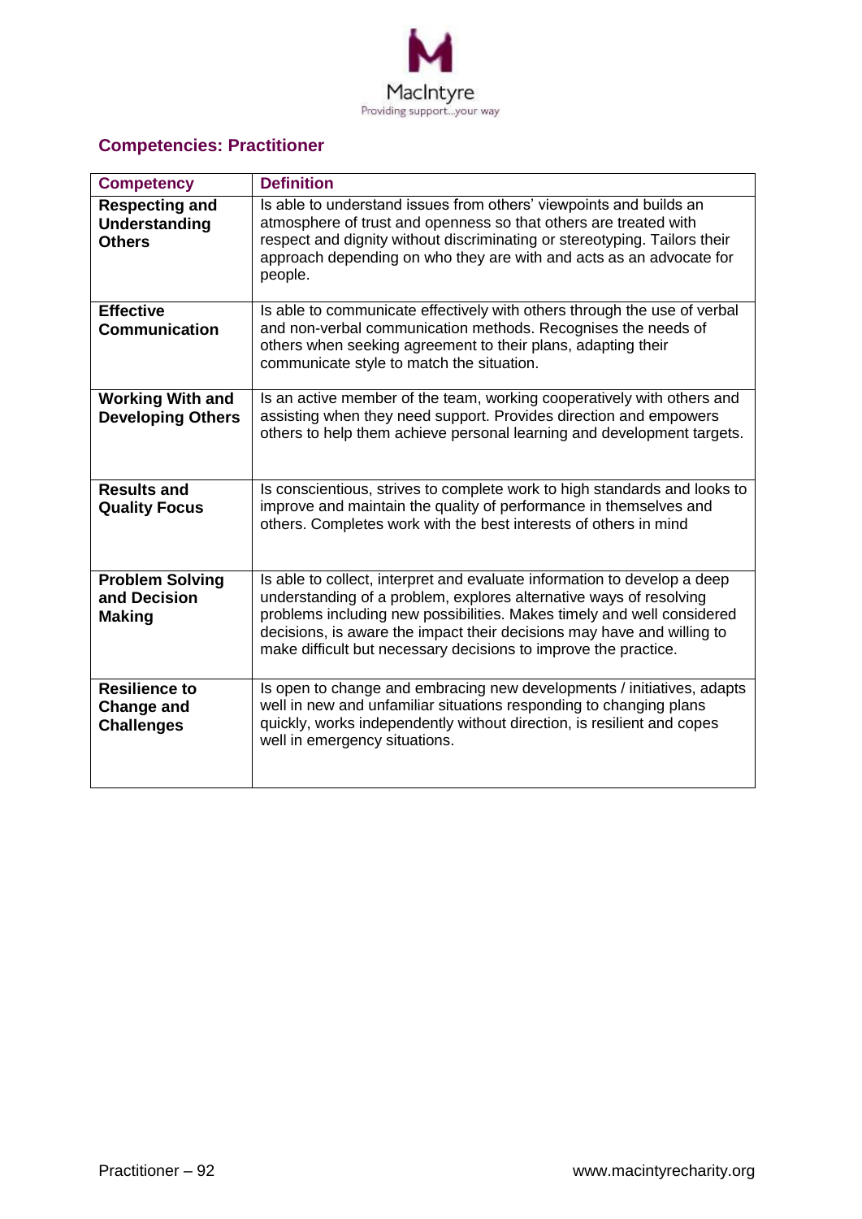## Competencies: Practitioner

| Competency | Definition |
|---|---|
| **Respecting and Understanding Others** | Is able to understand issues from others' viewpoints and builds an atmosphere of trust and openness so that others are treated with respect and dignity without discriminating or stereotyping. Tailors their approach depending on who they are with and acts as an advocate for people. |
| **Effective Communication** | Is able to communicate effectively with others through the use of verbal and non-verbal communication methods. Recognises the needs of others when seeking agreement to their plans, adapting their communicate style to match the situation. |
| **Working With and Developing Others** | Is an active member of the team, working cooperatively with others and assisting when they need support. Provides direction and empowers others to help them achieve personal learning and development targets. |
| **Results and Quality Focus** | Is conscientious, strives to complete work to high standards and looks to improve and maintain the quality of performance in themselves and others. Completes work with the best interests of others in mind |
| **Problem Solving and Decision Making** | Is able to collect, interpret and evaluate information to develop a deep understanding of a problem, explores alternative ways of resolving problems including new possibilities. Makes timely and well considered decisions, is aware the impact their decisions may have and willing to make difficult but necessary decisions to improve the practice. |
| **Resilience to Change and Challenges** | Is open to change and embracing new developments / initiatives, adapts well in new and unfamiliar situations responding to changing plans quickly, works independently without direction, is resilient and copes well in emergency situations. |